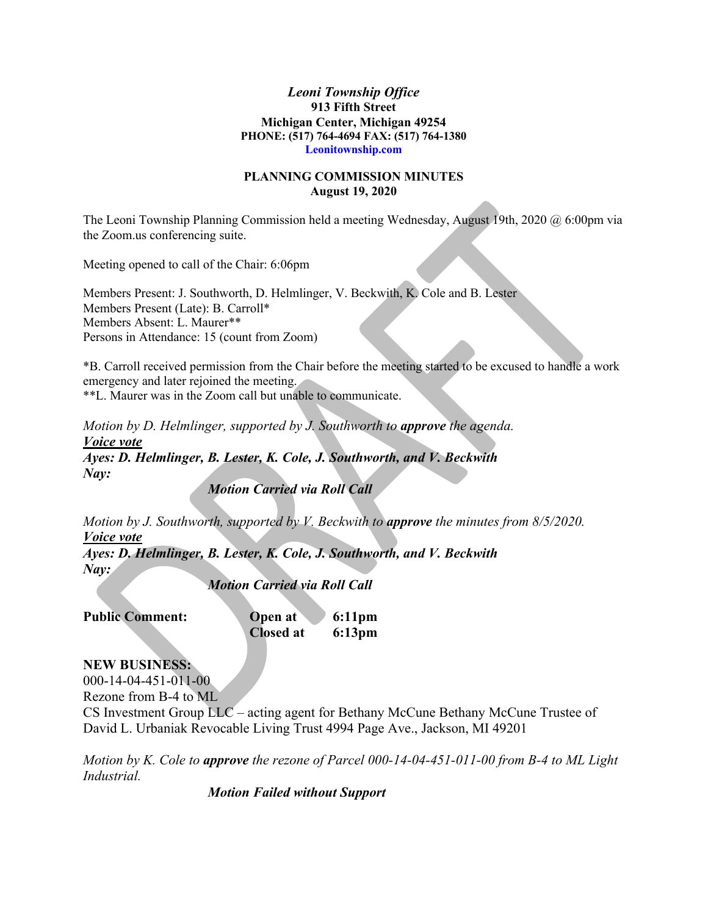*Leoni Township Office*
**913 Fifth Street**
**Michigan Center, Michigan 49254**
**PHONE: (517) 764-4694 FAX: (517) 764-1380**
**Leonitownship.com**

## PLANNING COMMISSION MINUTES
**August 19, 2020**

The Leoni Township Planning Commission held a meeting Wednesday, August 19th, 2020 @ 6:00pm via the Zoom.us conferencing suite.

Meeting opened to call of the Chair: 6:06pm

Members Present: J. Southworth, D. Helmlinger, V. Beckwith, K. Cole and B. Lester
Members Present (Late): B. Carroll*
Members Absent: L. Maurer**
Persons in Attendance: 15 (count from Zoom)

*B. Carroll received permission from the Chair before the meeting started to be excused to handle a work emergency and later rejoined the meeting.
**L. Maurer was in the Zoom call but unable to communicate.

*Motion by D. Helmlinger, supported by J. Southworth to* ***approve*** *the agenda.*
***Voice vote***
***Ayes: D. Helmlinger, B. Lester, K. Cole, J. Southworth, and V. Beckwith***
***Nay:***
***Motion Carried via Roll Call***

*Motion by J. Southworth, supported by V. Beckwith to* ***approve*** *the minutes from 8/5/2020.*
***Voice vote***
***Ayes: D. Helmlinger, B. Lester, K. Cole, J. Southworth, and V. Beckwith***
***Nay:***
***Motion Carried via Roll Call***

**Public Comment:** **Open at 6:11pm**
**Closed at 6:13pm**

**NEW BUSINESS:**
000-14-04-451-011-00
Rezone from B-4 to ML
CS Investment Group LLC – acting agent for Bethany McCune Bethany McCune Trustee of David L. Urbaniak Revocable Living Trust 4994 Page Ave., Jackson, MI 49201

*Motion by K. Cole to* ***approve*** *the rezone of Parcel 000-14-04-451-011-00 from B-4 to ML Light Industrial.*
***Motion Failed without Support***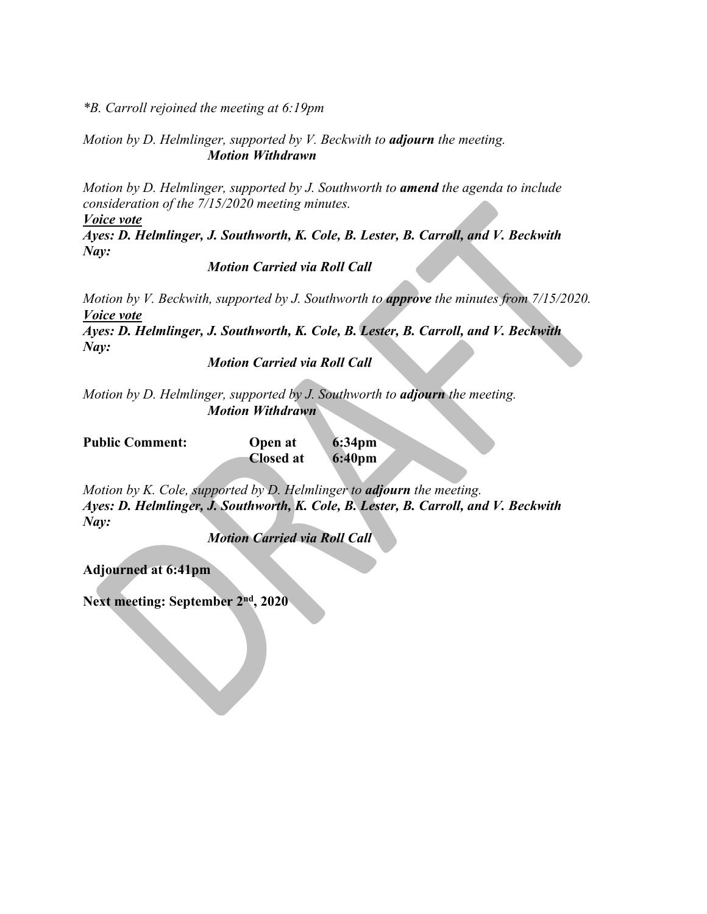*\*B. Carroll rejoined the meeting at 6:19pm*

*Motion by D. Helmlinger, supported by V. Beckwith to **adjourn** the meeting.*
***Motion Withdrawn***

*Motion by D. Helmlinger, supported by J. Southworth to **amend** the agenda to include consideration of the 7/15/2020 meeting minutes.*
***<u>Voice vote</u>***
***Ayes: D. Helmlinger, J. Southworth, K. Cole, B. Lester, B. Carroll, and V. Beckwith***
***Nay:***
***Motion Carried via Roll Call***

*Motion by V. Beckwith, supported by J. Southworth to **approve** the minutes from 7/15/2020.*
***<u>Voice vote</u>***
***Ayes: D. Helmlinger, J. Southworth, K. Cole, B. Lester, B. Carroll, and V. Beckwith***
***Nay:***
***Motion Carried via Roll Call***

*Motion by D. Helmlinger, supported by J. Southworth to **adjourn** the meeting.*
***Motion Withdrawn***

| | | |
|---|---|---|
| **Public Comment:** | **Open at** | **6:34pm** |
| | **Closed at** | **6:40pm** |

*Motion by K. Cole, supported by D. Helmlinger to **adjourn** the meeting.*
***Ayes: D. Helmlinger, J. Southworth, K. Cole, B. Lester, B. Carroll, and V. Beckwith***
***Nay:***
***Motion Carried via Roll Call***

**Adjourned at 6:41pm**

**Next meeting: September 2nd, 2020**

DRAFT